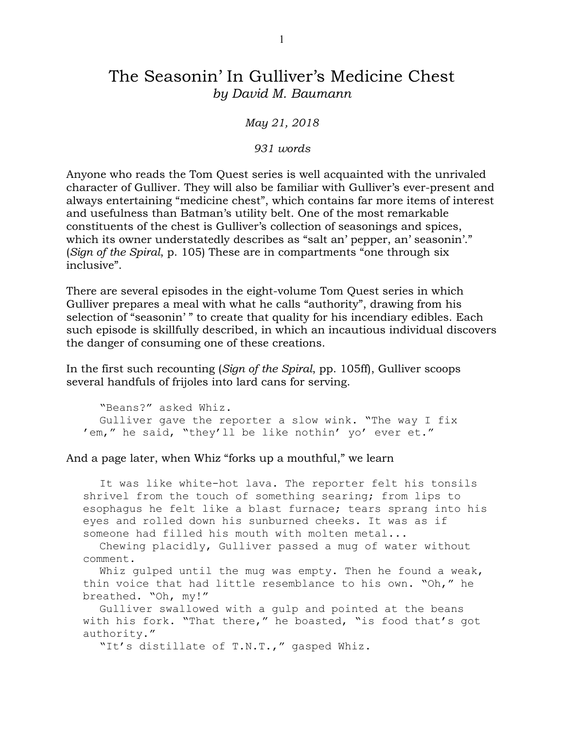# The Seasonin' In Gulliver's Medicine Chest

*by David M. Baumann*

*May 21, 2018*

*931 words*

Anyone who reads the Tom Quest series is well acquainted with the unrivaled character of Gulliver. They will also be familiar with Gulliver's ever-present and always entertaining "medicine chest", which contains far more items of interest and usefulness than Batman's utility belt. One of the most remarkable constituents of the chest is Gulliver's collection of seasonings and spices, which its owner understatedly describes as "salt an' pepper, an' seasonin'." (*Sign of the Spiral*, p. 105) These are in compartments "one through six inclusive".

There are several episodes in the eight-volume Tom Quest series in which Gulliver prepares a meal with what he calls "authority", drawing from his selection of "seasonin' " to create that quality for his incendiary edibles. Each such episode is skillfully described, in which an incautious individual discovers the danger of consuming one of these creations.

In the first such recounting (*Sign of the Spiral*, pp. 105ff), Gulliver scoops several handfuls of frijoles into lard cans for serving.

> "Beans?" asked Whiz.
> 
> Gulliver gave the reporter a slow wink. "The way I fix 'em," he said, "they'll be like nothin' yo' ever et."

And a page later, when Whiz "forks up a mouthful," we learn

> It was like white-hot lava. The reporter felt his tonsils shrivel from the touch of something searing; from lips to esophagus he felt like a blast furnace; tears sprang into his eyes and rolled down his sunburned cheeks. It was as if someone had filled his mouth with molten metal...
> 
> Chewing placidly, Gulliver passed a mug of water without comment.
> 
> Whiz gulped until the mug was empty. Then he found a weak, thin voice that had little resemblance to his own. "Oh," he breathed. "Oh, my!"
> 
> Gulliver swallowed with a gulp and pointed at the beans with his fork. "That there," he boasted, "is food that's got authority."
> 
> "It's distillate of T.N.T.," gasped Whiz.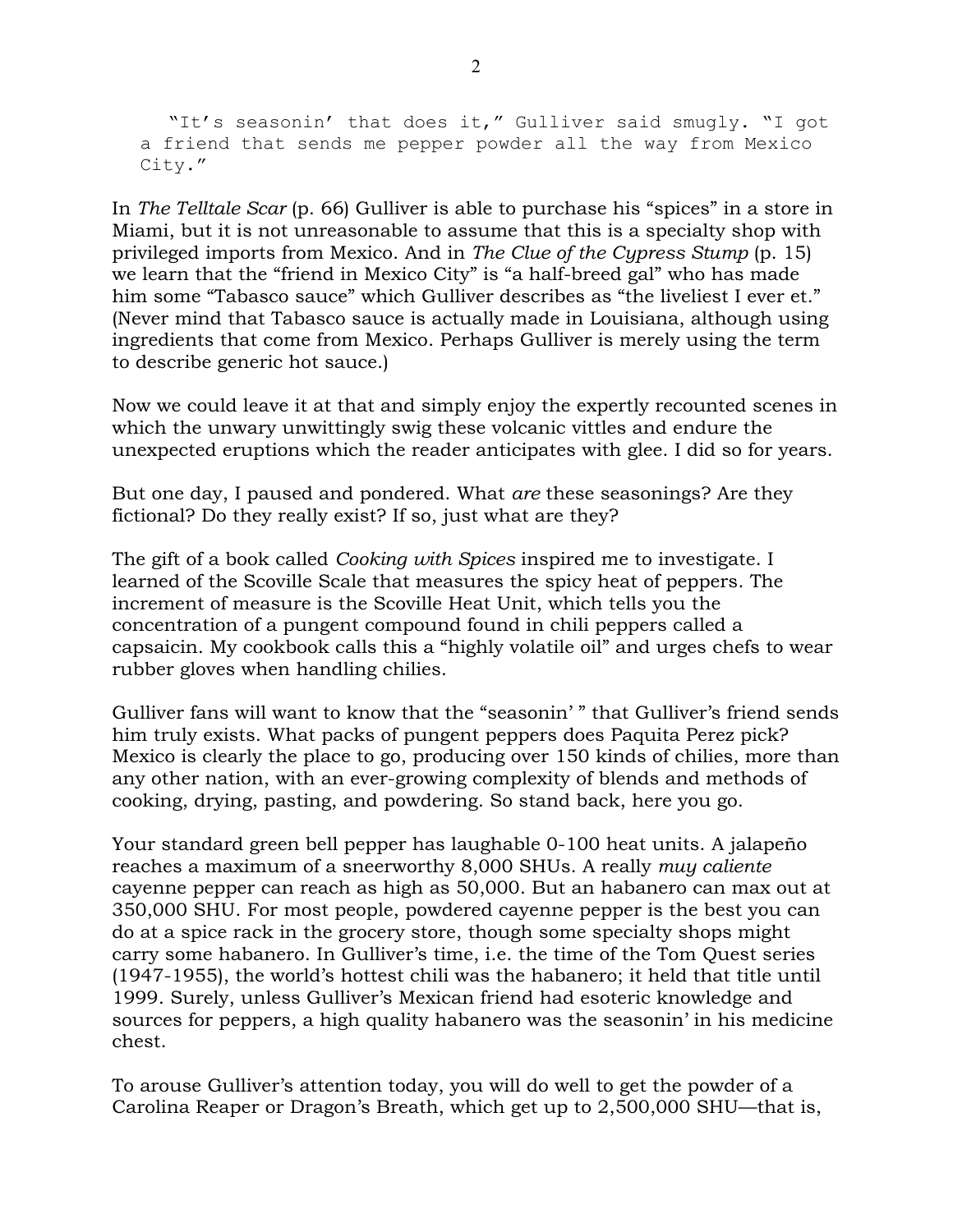"It's seasonin' that does it," Gulliver said smugly. "I got a friend that sends me pepper powder all the way from Mexico City."

In *The Telltale Scar* (p. 66) Gulliver is able to purchase his "spices" in a store in Miami, but it is not unreasonable to assume that this is a specialty shop with privileged imports from Mexico. And in *The Clue of the Cypress Stump* (p. 15) we learn that the "friend in Mexico City" is "a half-breed gal" who has made him some "Tabasco sauce" which Gulliver describes as "the liveliest I ever et." (Never mind that Tabasco sauce is actually made in Louisiana, although using ingredients that come from Mexico. Perhaps Gulliver is merely using the term to describe generic hot sauce.)

Now we could leave it at that and simply enjoy the expertly recounted scenes in which the unwary unwittingly swig these volcanic vittles and endure the unexpected eruptions which the reader anticipates with glee. I did so for years.

But one day, I paused and pondered. What *are* these seasonings? Are they fictional? Do they really exist? If so, just what are they?

The gift of a book called *Cooking with Spices* inspired me to investigate. I learned of the Scoville Scale that measures the spicy heat of peppers. The increment of measure is the Scoville Heat Unit, which tells you the concentration of a pungent compound found in chili peppers called a capsaicin. My cookbook calls this a "highly volatile oil" and urges chefs to wear rubber gloves when handling chilies.

Gulliver fans will want to know that the "seasonin' " that Gulliver's friend sends him truly exists. What packs of pungent peppers does Paquita Perez pick? Mexico is clearly the place to go, producing over 150 kinds of chilies, more than any other nation, with an ever-growing complexity of blends and methods of cooking, drying, pasting, and powdering. So stand back, here you go.

Your standard green bell pepper has laughable 0-100 heat units. A jalapeño reaches a maximum of a sneerworthy 8,000 SHUs. A really *muy caliente* cayenne pepper can reach as high as 50,000. But an habanero can max out at 350,000 SHU. For most people, powdered cayenne pepper is the best you can do at a spice rack in the grocery store, though some specialty shops might carry some habanero. In Gulliver's time, i.e. the time of the Tom Quest series (1947-1955), the world's hottest chili was the habanero; it held that title until 1999. Surely, unless Gulliver's Mexican friend had esoteric knowledge and sources for peppers, a high quality habanero was the seasonin' in his medicine chest.

To arouse Gulliver's attention today, you will do well to get the powder of a Carolina Reaper or Dragon's Breath, which get up to 2,500,000 SHU—that is,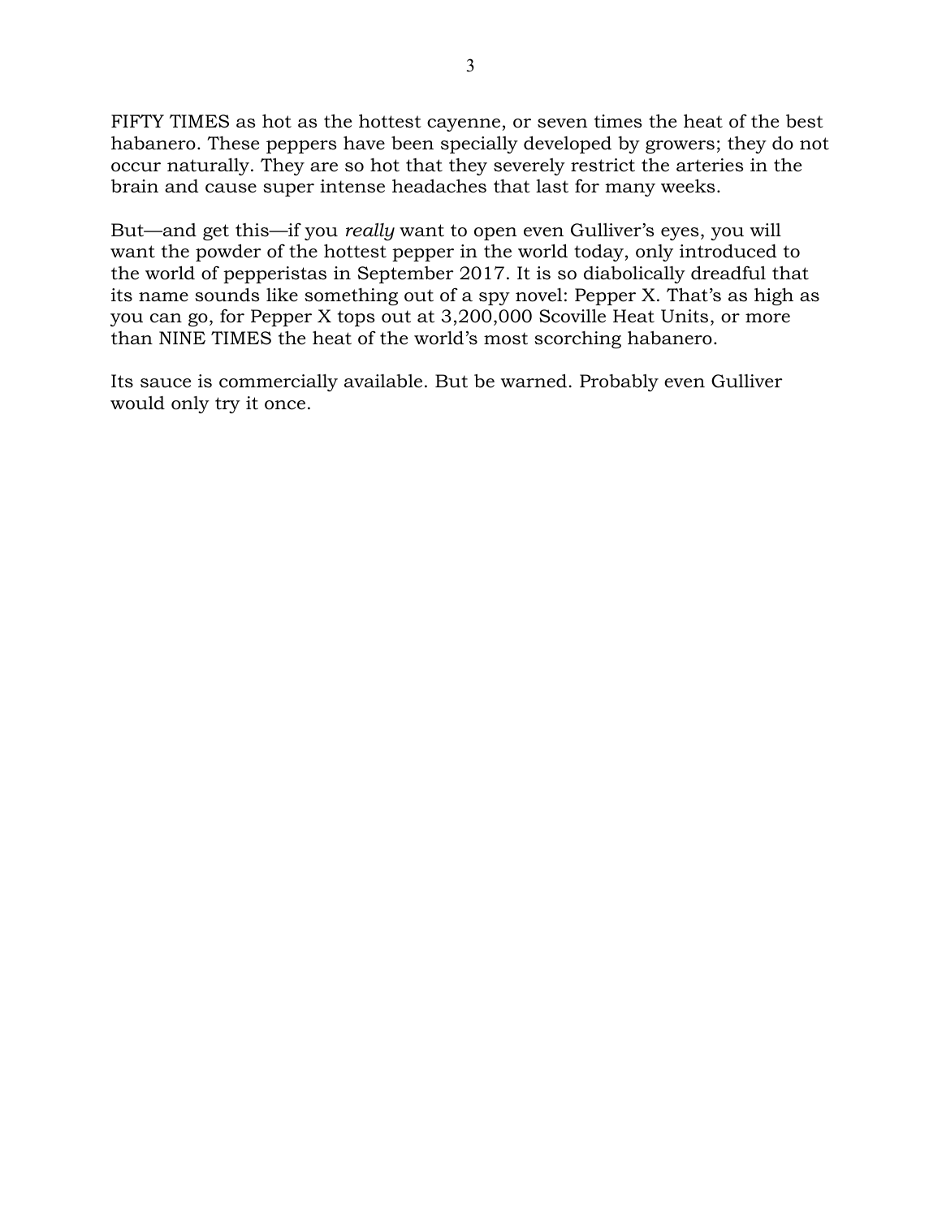FIFTY TIMES as hot as the hottest cayenne, or seven times the heat of the best habanero. These peppers have been specially developed by growers; they do not occur naturally. They are so hot that they severely restrict the arteries in the brain and cause super intense headaches that last for many weeks.

But—and get this—if you *really* want to open even Gulliver's eyes, you will want the powder of the hottest pepper in the world today, only introduced to the world of pepperistas in September 2017. It is so diabolically dreadful that its name sounds like something out of a spy novel: Pepper X. That's as high as you can go, for Pepper X tops out at 3,200,000 Scoville Heat Units, or more than NINE TIMES the heat of the world's most scorching habanero.

Its sauce is commercially available. But be warned. Probably even Gulliver would only try it once.